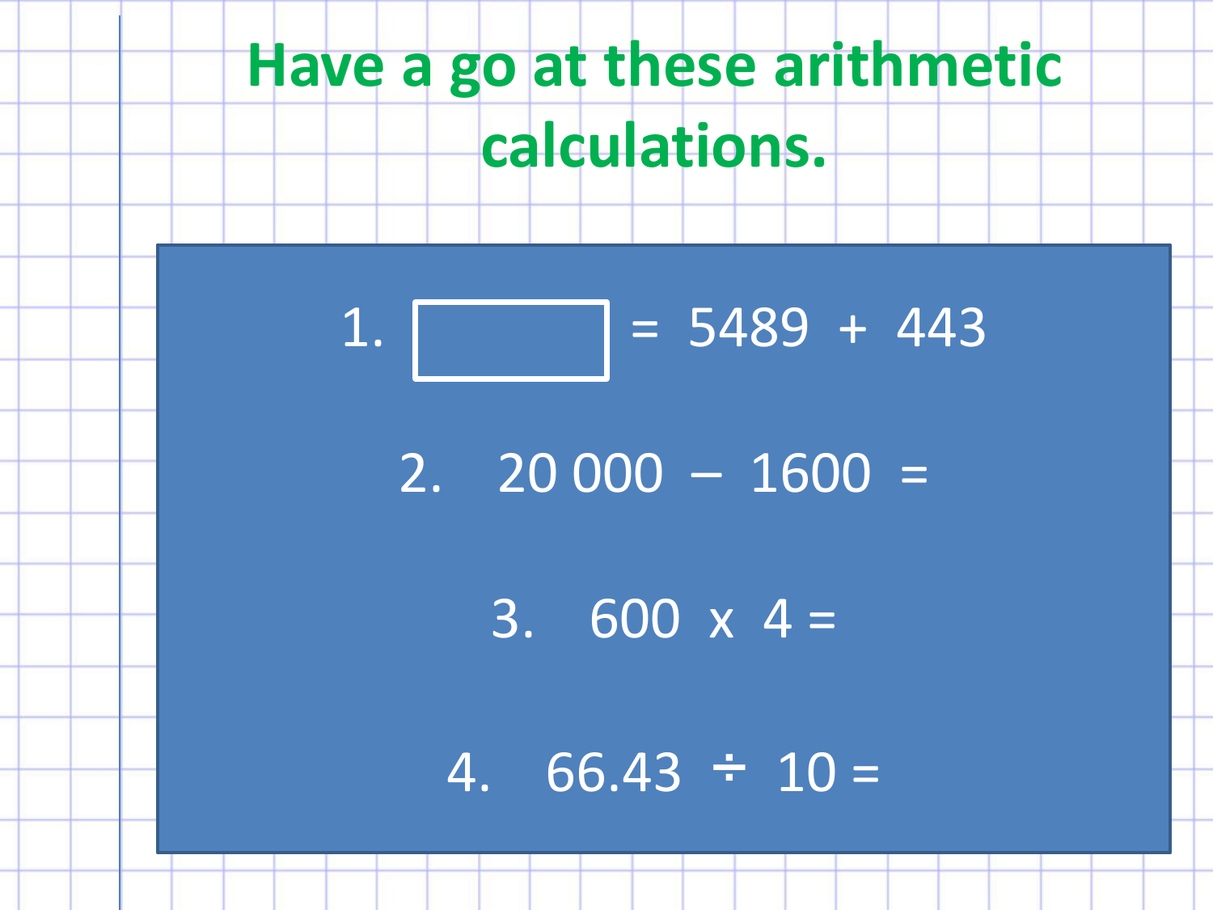# Have a go at these arithmetic calculations.

1. $\square = 5489 + 443$

2. $20\,000 - 1600 =$

3. $600 \times 4 =$

4. $66.43 \div 10 =$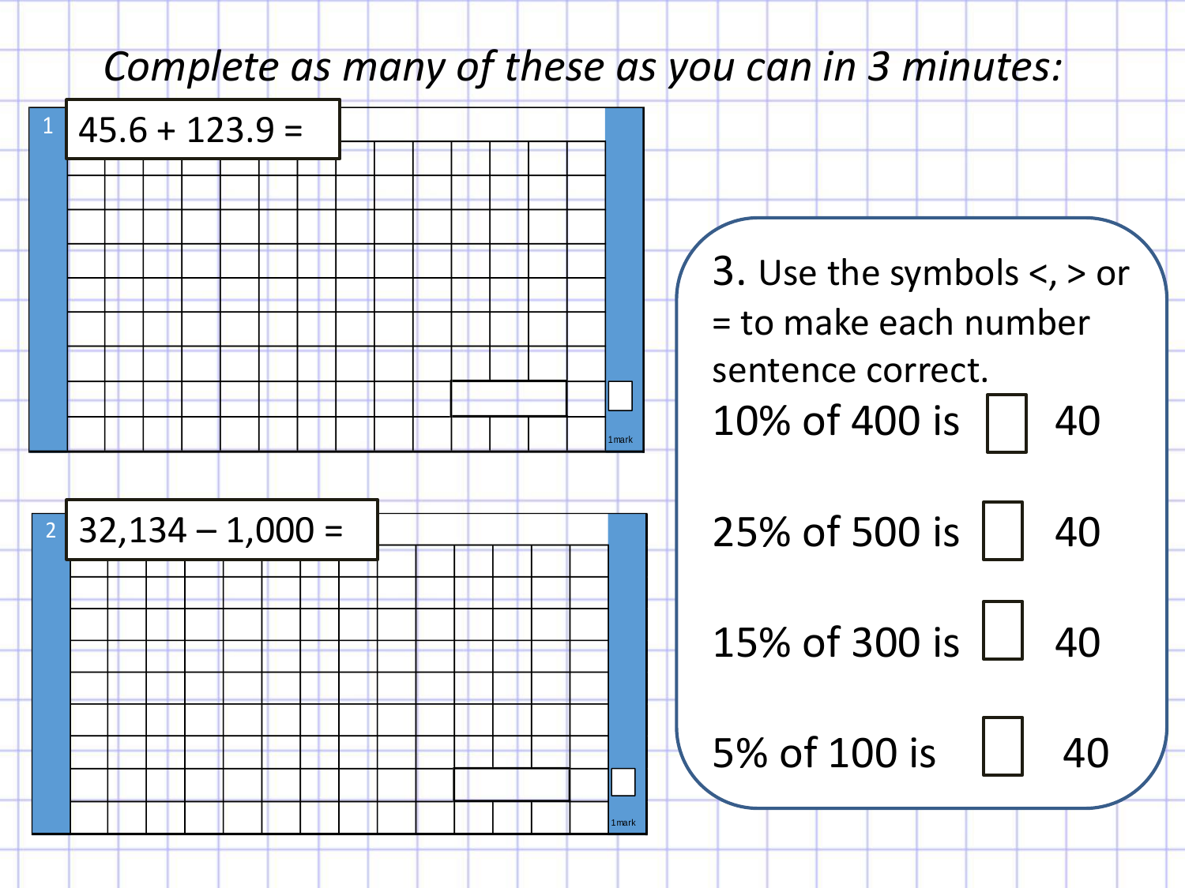*Complete as many of these as you can in 3 minutes:*

1. 45.6 + 123.9 =

1 mark

2. 32,134 – 1,000 =

1 mark

3. Use the symbols <, > or = to make each number sentence correct.

10% of 400 is ☐ 40

25% of 500 is ☐ 40

15% of 300 is ☐ 40

5% of 100 is ☐ 40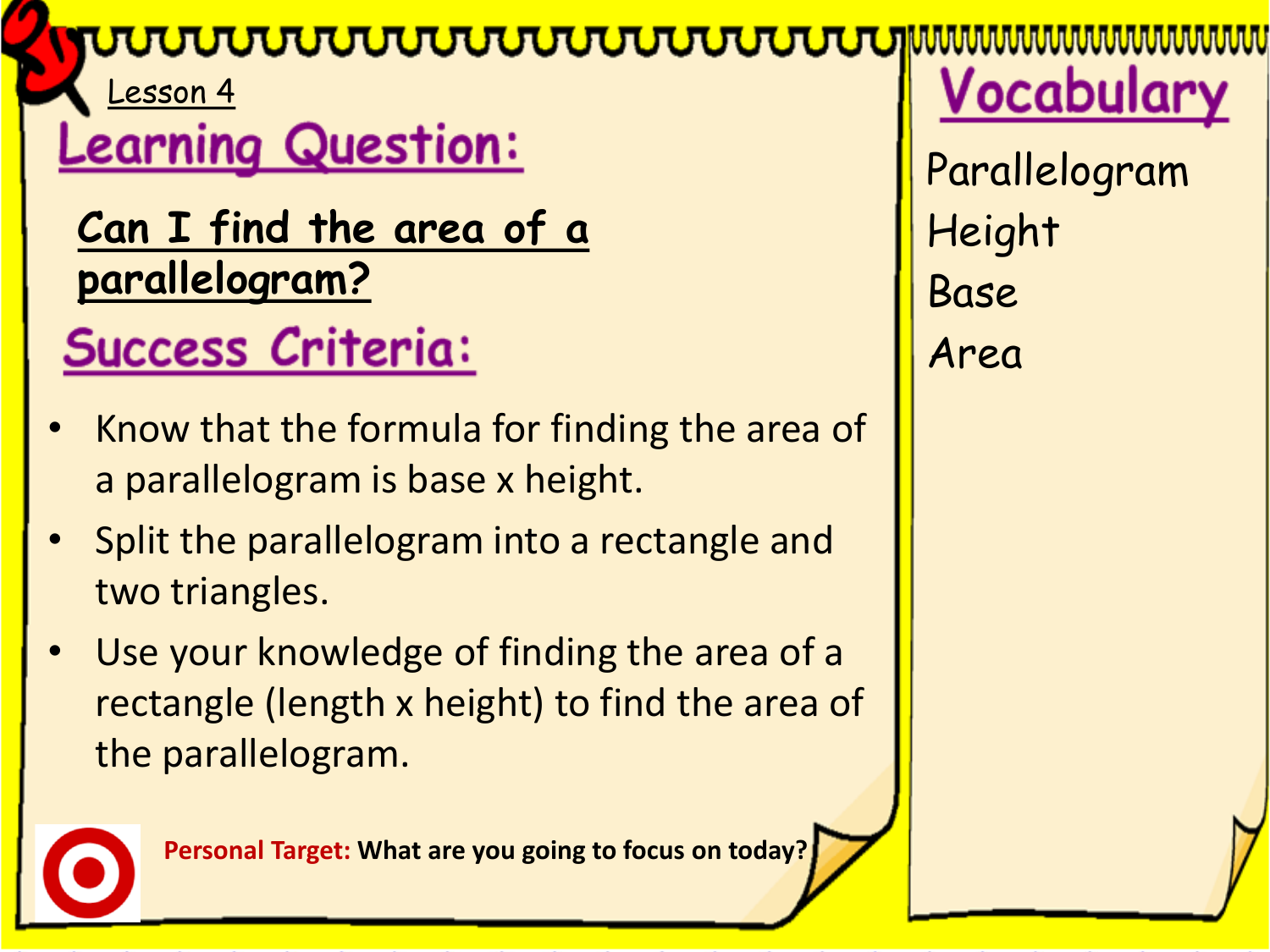Lesson 4

## Learning Question:

**Can I find the area of a parallelogram?**

## Success Criteria:

- Know that the formula for finding the area of a parallelogram is base x height.
- Split the parallelogram into a rectangle and two triangles.
- Use your knowledge of finding the area of a rectangle (length x height) to find the area of the parallelogram.

**Personal Target: What are you going to focus on today?**

## Vocabulary

Parallelogram
Height
Base
Area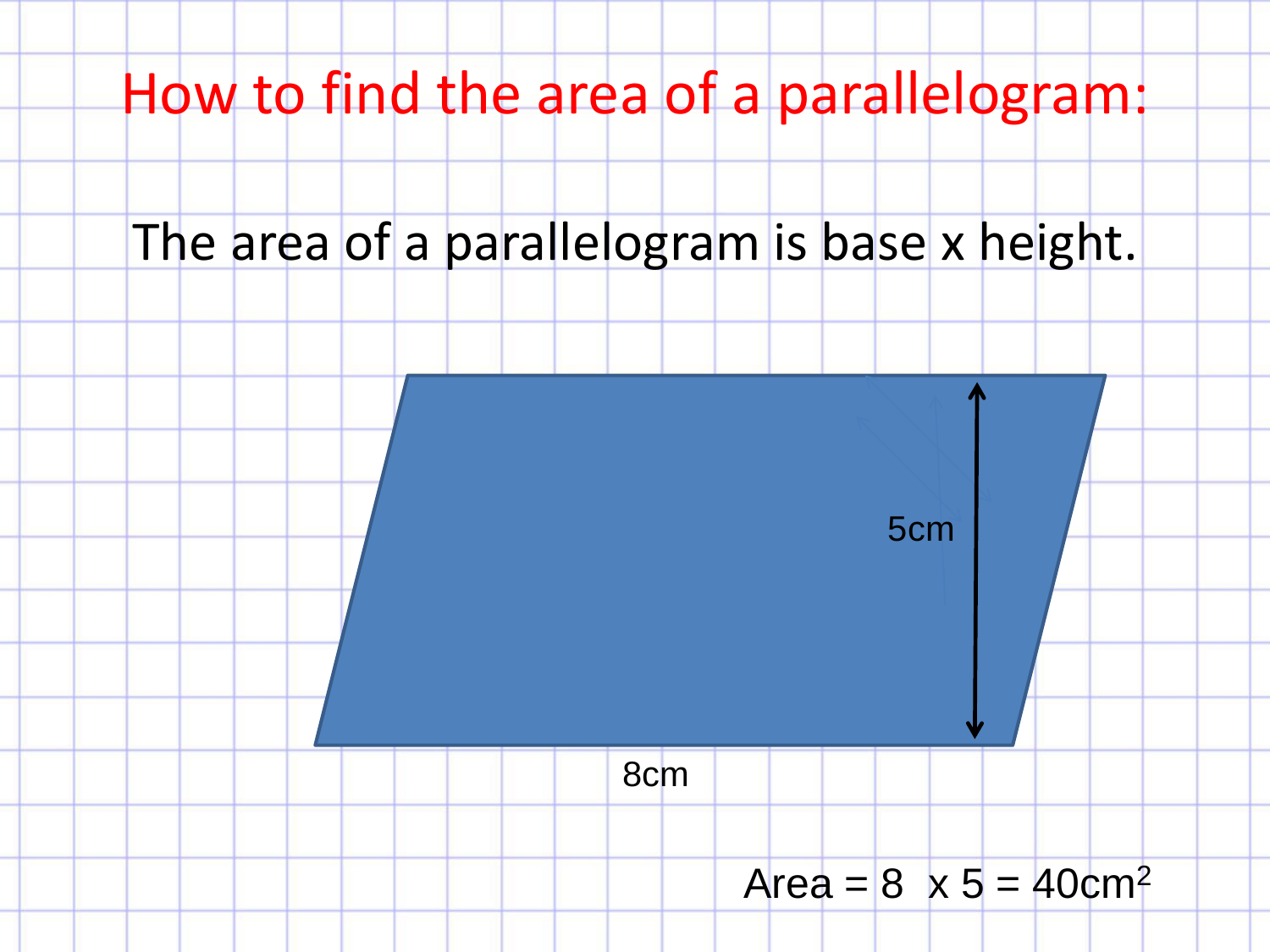# How to find the area of a parallelogram:

The area of a parallelogram is base x height.

5cm

8cm

Area = 8 x 5 = 40cm$^2$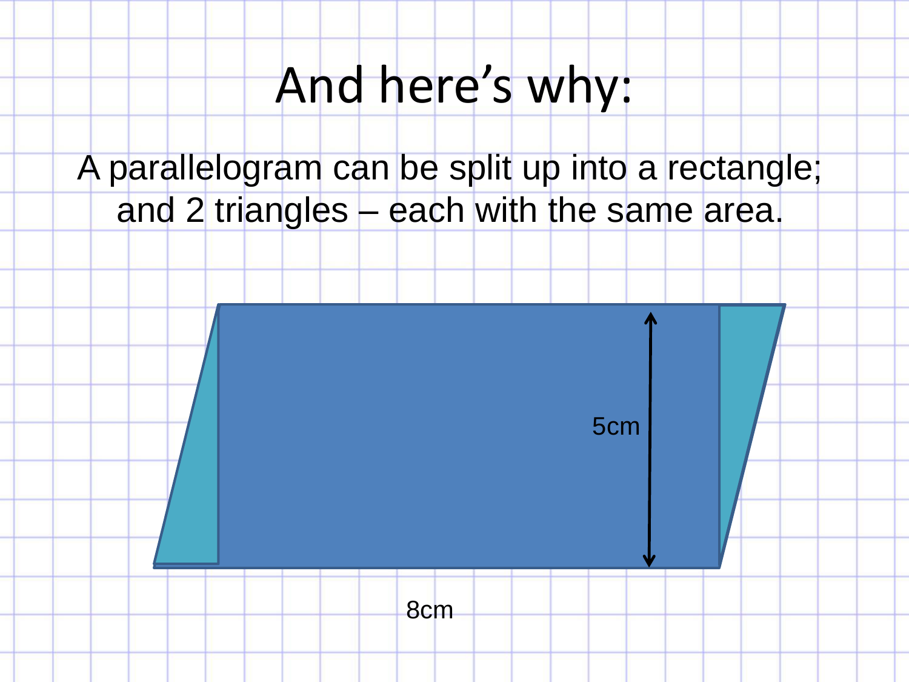# And here's why:

A parallelogram can be split up into a rectangle; and 2 triangles – each with the same area.

5cm

8cm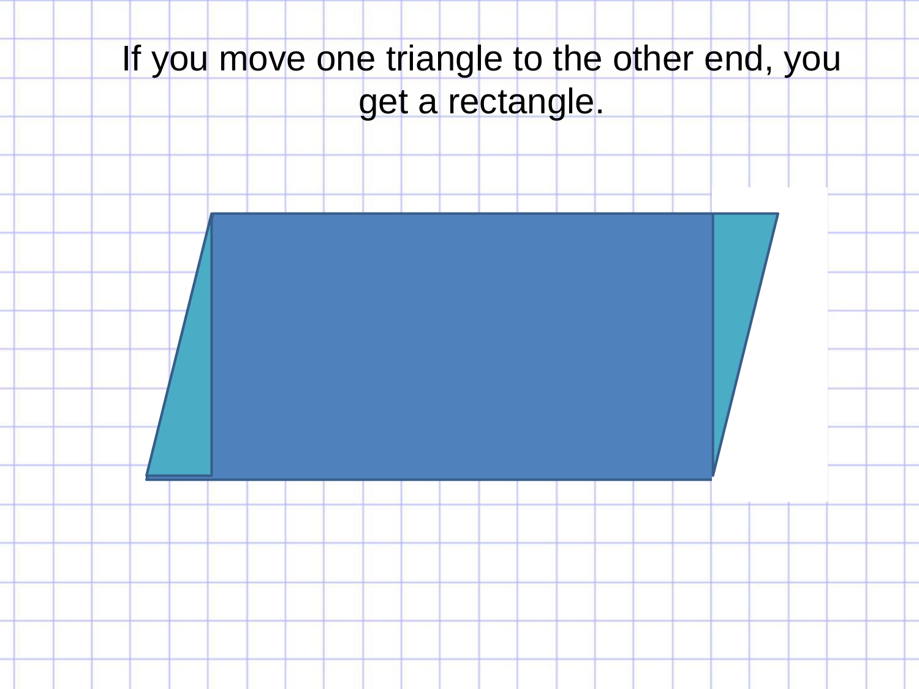If you move one triangle to the other end, you get a rectangle.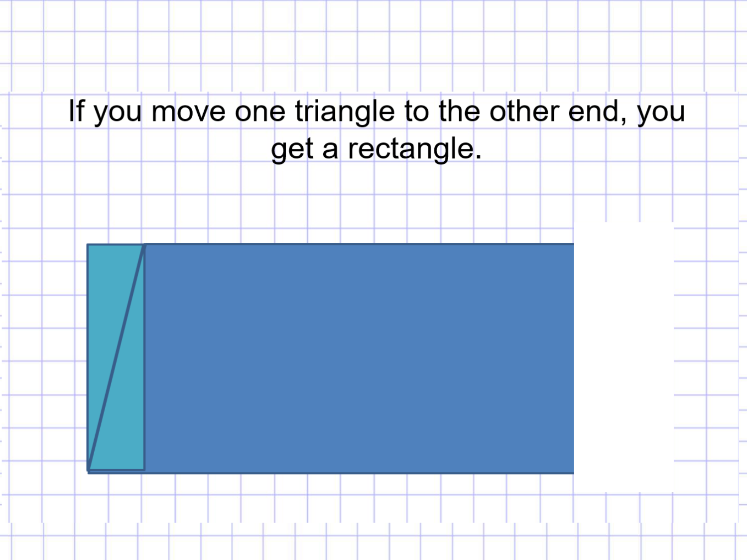If you move one triangle to the other end, you get a rectangle.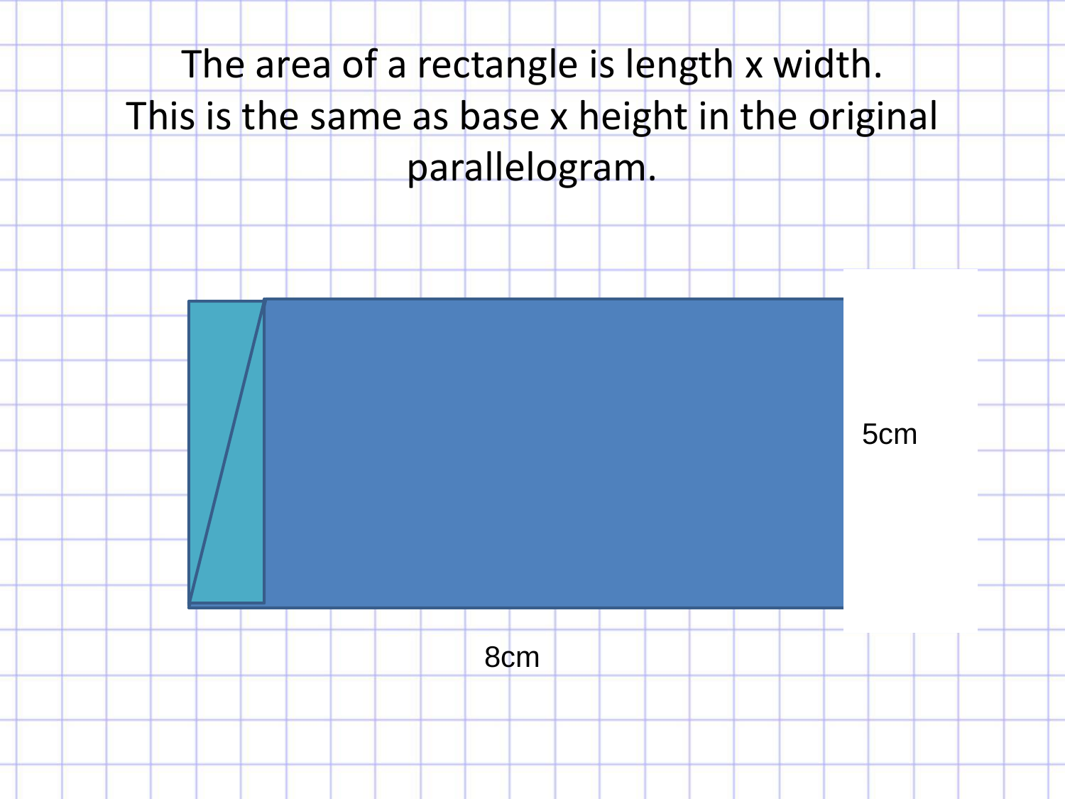The area of a rectangle is length x width.
This is the same as base x height in the original parallelogram.

5cm

8cm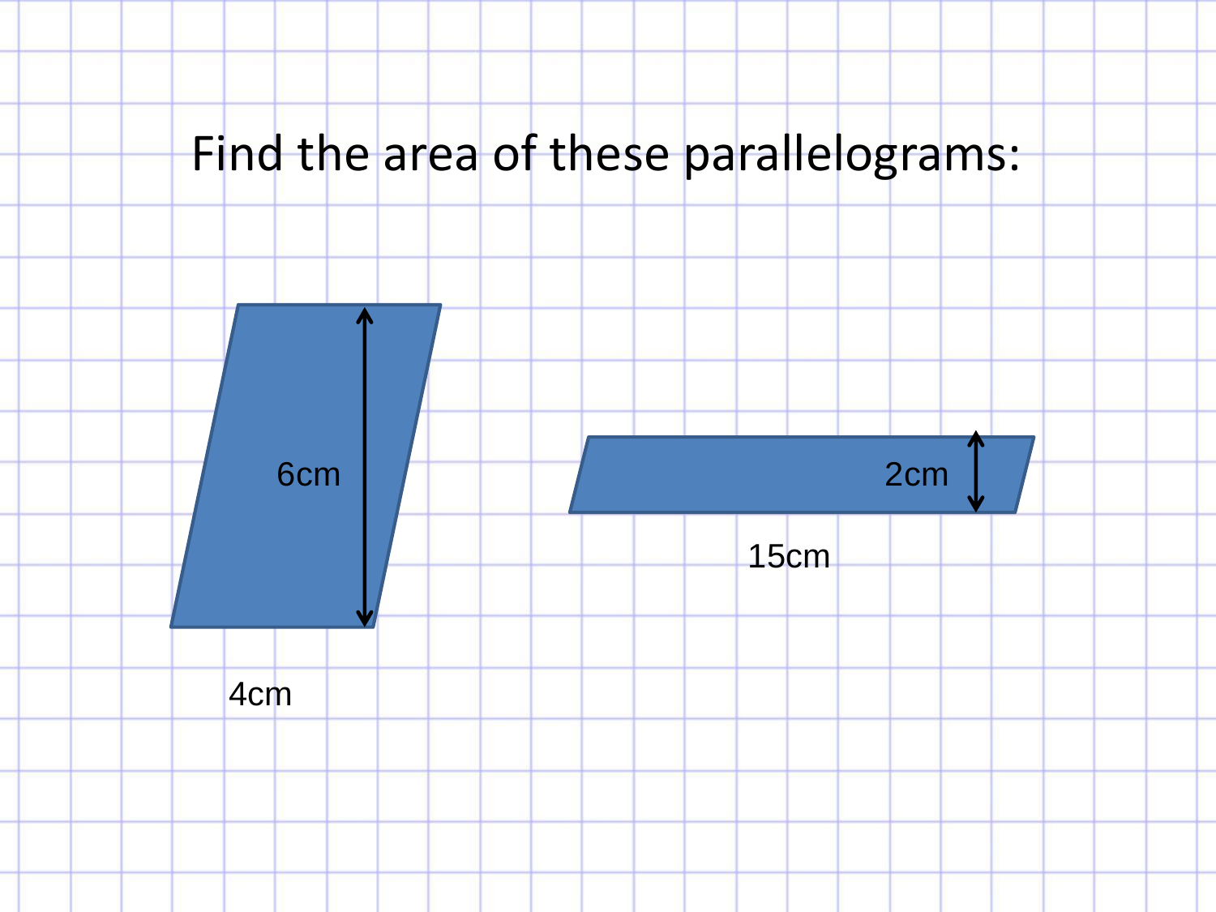# Find the area of these parallelograms:

6cm

4cm

2cm

15cm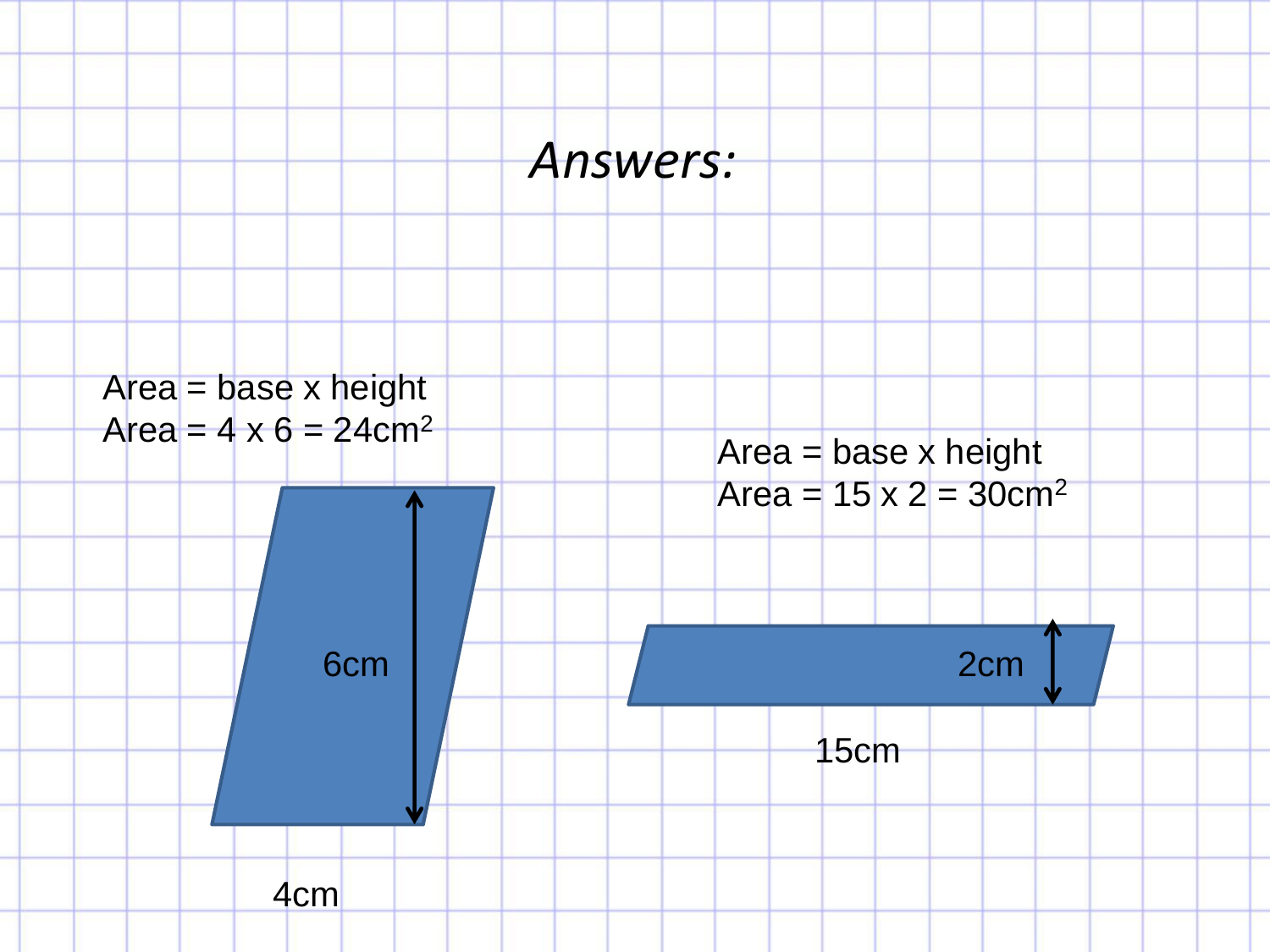# *Answers:*

Area = base x height
Area = 4 x 6 = 24cm$^2$

6cm

4cm

Area = base x height
Area = 15 x 2 = 30cm$^2$

2cm

15cm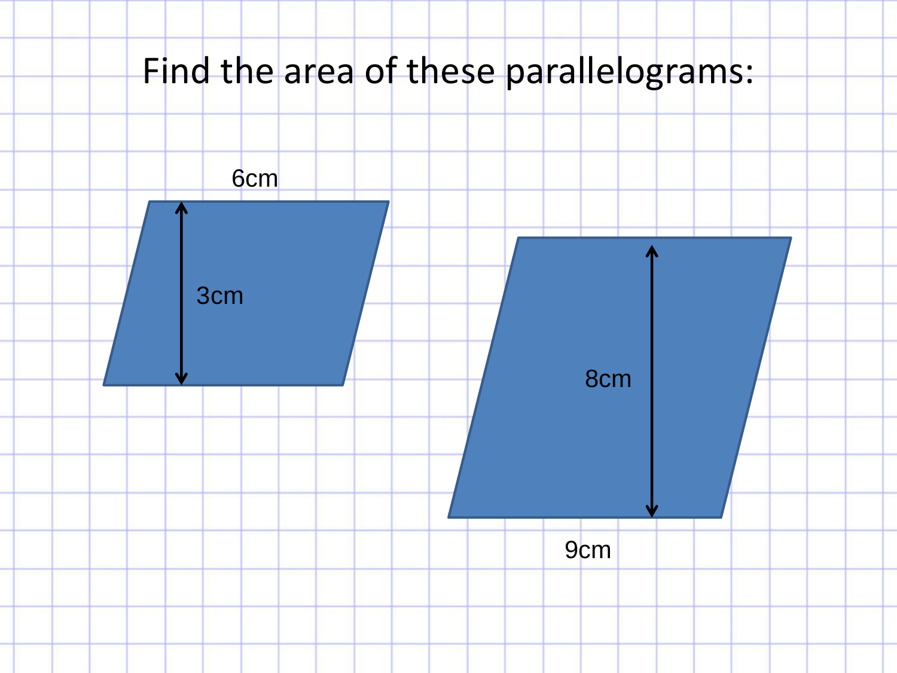# Find the area of these parallelograms:

6cm

3cm

8cm

9cm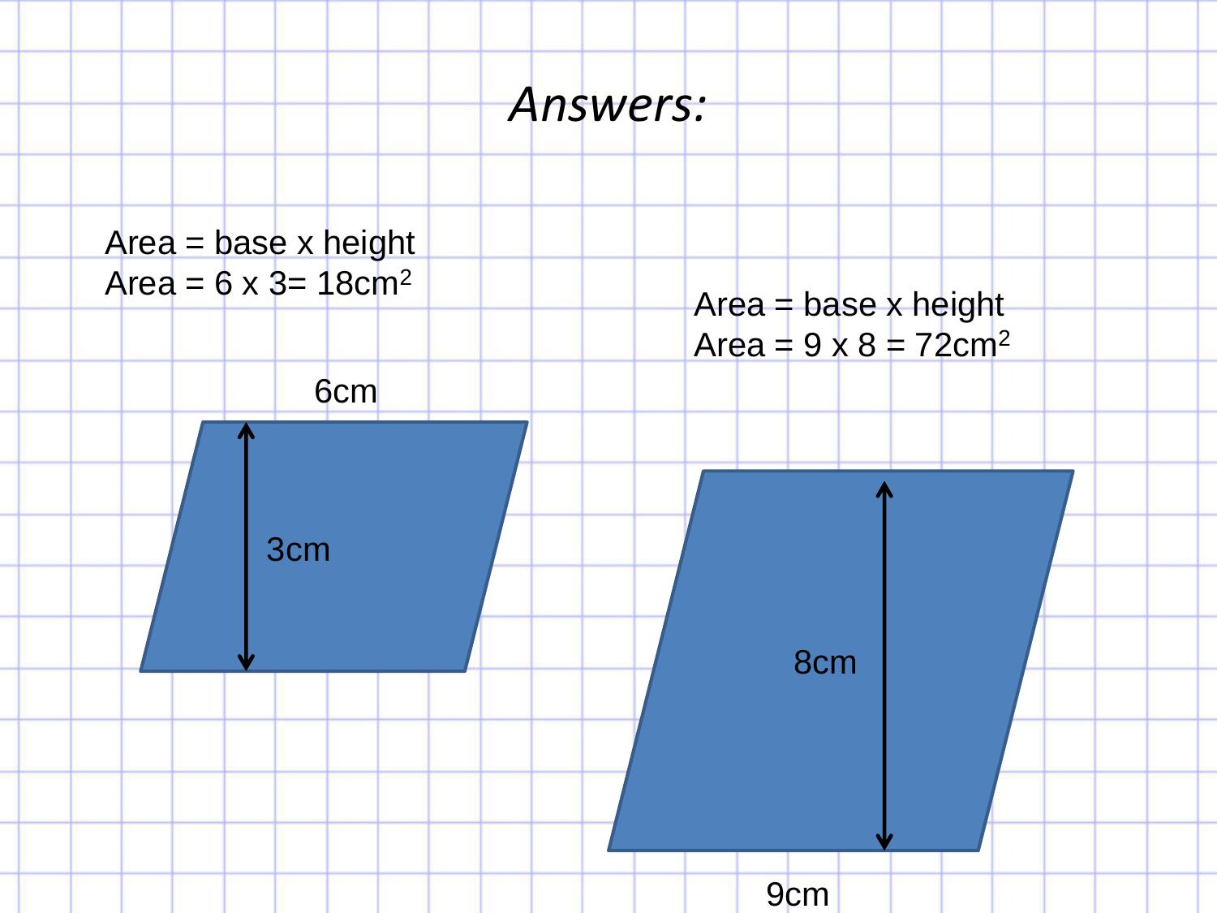# *Answers:*

Area = base x height
Area = 6 x 3= 18cm$^2$

6cm

3cm

Area = base x height
Area = 9 x 8 = 72cm$^2$

8cm

9cm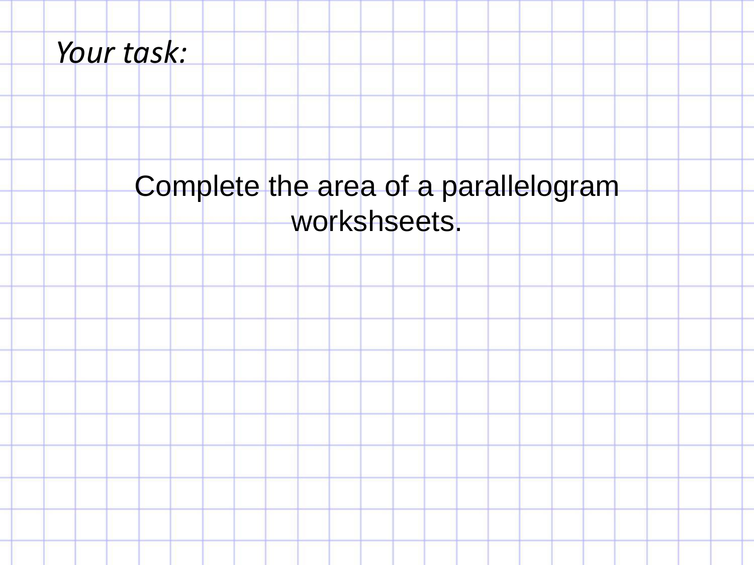*Your task:*

Complete the area of a parallelogram worksheets.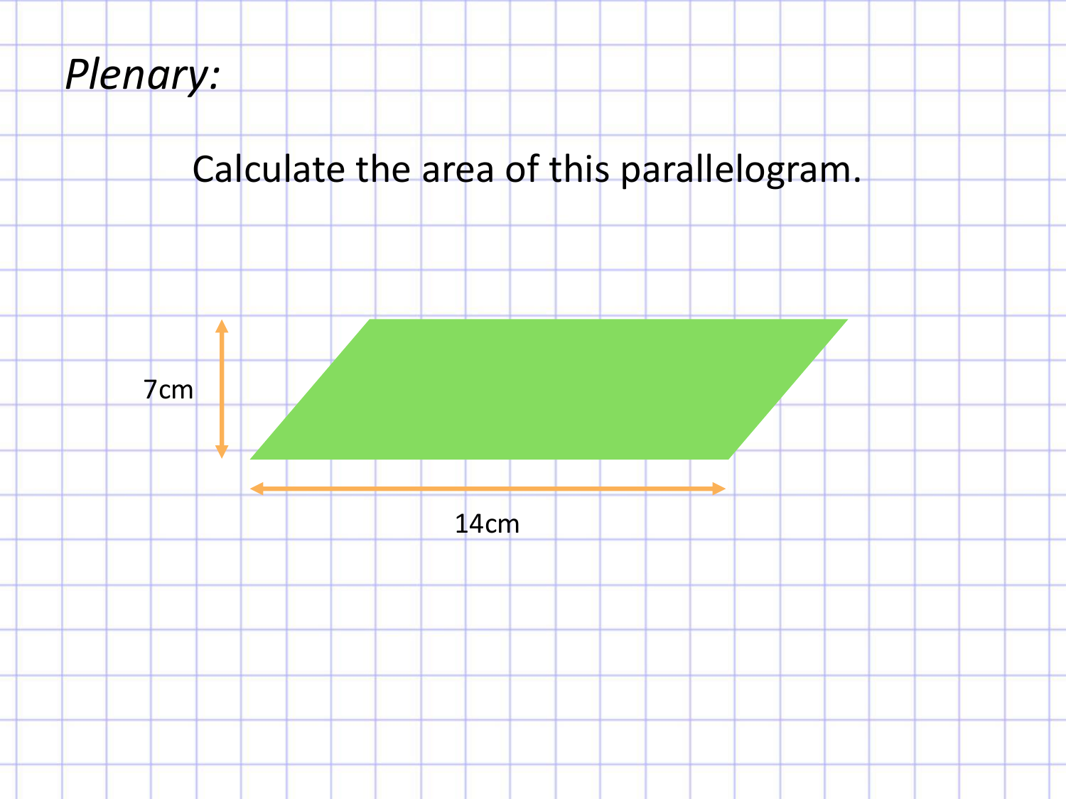*Plenary:*

Calculate the area of this parallelogram.

7cm

14cm